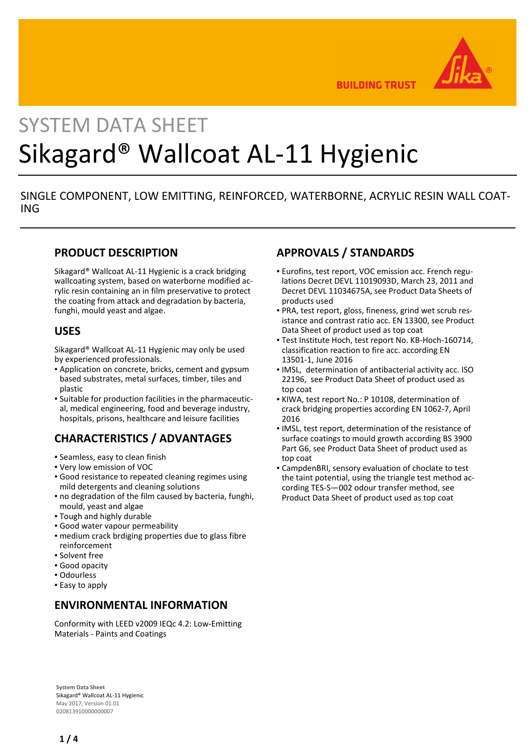# SYSTEM DATA SHEET

# Sikagard® Wallcoat AL-11 Hygienic

SINGLE COMPONENT, LOW EMITTING, REINFORCED, WATERBORNE, ACRYLIC RESIN WALL COATING

## PRODUCT DESCRIPTION

Sikagard® Wallcoat AL-11 Hygienic is a crack bridging wallcoating system, based on waterborne modified acrylic resin containing an in film preservative to protect the coating from attack and degradation by bacteria, funghi, mould yeast and algae.

## USES

Sikagard® Wallcoat AL-11 Hygienic may only be used by experienced professionals.

- Application on concrete, bricks, cement and gypsum based substrates, metal surfaces, timber, tiles and plastic
- Suitable for production facilities in the pharmaceutical, medical engineering, food and beverage industry, hospitals, prisons, healthcare and leisure facilities

## CHARACTERISTICS / ADVANTAGES

- Seamless, easy to clean finish
- Very low emission of VOC
- Good resistance to repeated cleaning regimes using mild detergents and cleaning solutions
- no degradation of the film caused by bacteria, funghi, mould, yeast and algae
- Tough and highly durable
- Good water vapour permeability
- medium crack brdiging properties due to glass fibre reinforcement
- Solvent free
- Good opacity
- Odourless
- Easy to apply

## ENVIRONMENTAL INFORMATION

Conformity with LEED v2009 IEQc 4.2: Low-Emitting Materials - Paints and Coatings

## APPROVALS / STANDARDS

- Eurofins, test report, VOC emission acc. French regulations Decret DEVL 11019093D, March 23, 2011 and Decret DEVL 11034675A, see Product Data Sheets of products used
- PRA, test report, gloss, fineness, grind wet scrub resistance and contrast ratio acc. EN 13300, see Product Data Sheet of product used as top coat
- Test Institute Hoch, test report No. KB-Hoch-160714, classification reaction to fire acc. according EN 13501-1, June 2016
- IMSL, determination of antibacterial activity acc. ISO 22196, see Product Data Sheet of product used as top coat
- KIWA, test report No.: P 10108, determination of crack bridging properties according EN 1062-7, April 2016
- IMSL, test report, determination of the resistance of surface coatings to mould growth according BS 3900 Part G6, see Product Data Sheet of product used as top coat
- CampdenBRI, sensory evaluation of choclate to test the taint potential, using the triangle test method according TES-S—002 odour transfer method, see Product Data Sheet of product used as top coat

**System Data Sheet**
Sikagard® Wallcoat AL-11 Hygienic
May 2017, Version 01.01
020813910000000007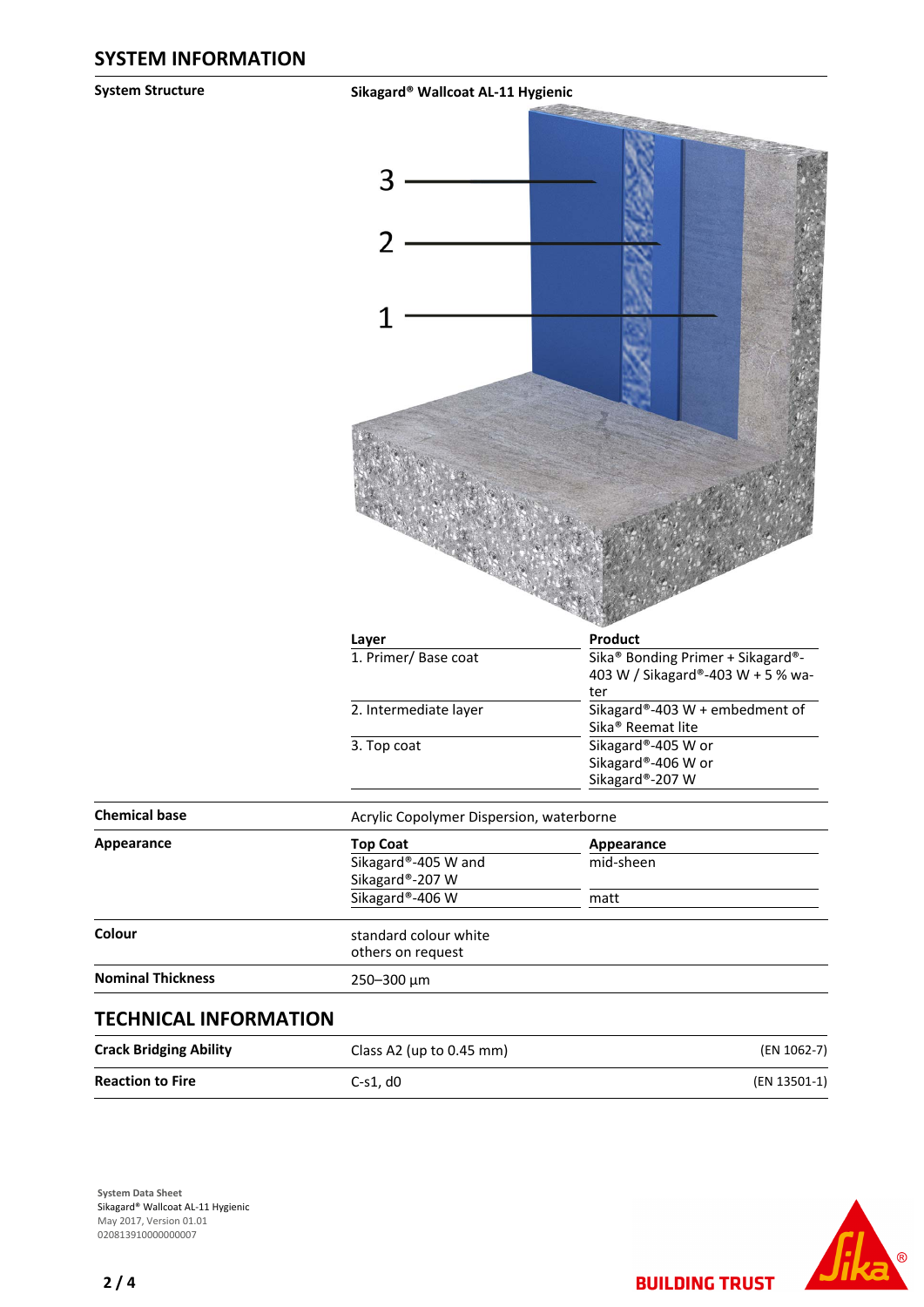## SYSTEM INFORMATION

**System Structure**

**Sikagard® Wallcoat AL-11 Hygienic**

| Layer | Product |
|---|---|
| 1. Primer/ Base coat | Sika® Bonding Primer + Sikagard®-403 W / Sikagard®-403 W + 5 % water |
| 2. Intermediate layer | Sikagard®-403 W + embedment of Sika® Reemat lite |
| 3. Top coat | Sikagard®-405 W or Sikagard®-406 W or Sikagard®-207 W |

**Chemical base**

Acrylic Copolymer Dispersion, waterborne

**Appearance**

| Top Coat | Appearance |
|---|---|
| Sikagard®-405 W and Sikagard®-207 W | mid-sheen |
| Sikagard®-406 W | matt |

**Colour**

standard colour white
others on request

**Nominal Thickness**

250–300 µm

## TECHNICAL INFORMATION

| | | |
|---|---|---|
| **Crack Bridging Ability** | Class A2 (up to 0.45 mm) | (EN 1062-7) |
| **Reaction to Fire** | C-s1, d0 | (EN 13501-1) |

System Data Sheet
Sikagard® Wallcoat AL-11 Hygienic
May 2017, Version 01.01
020813910000000007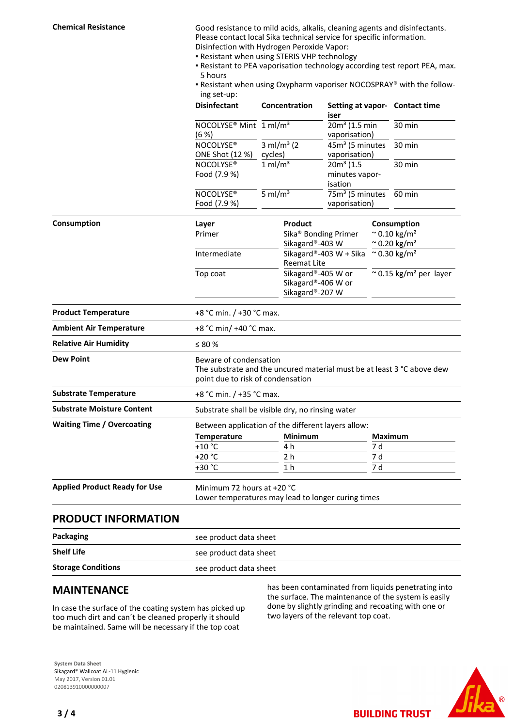**Chemical Resistance**

Good resistance to mild acids, alkalis, cleaning agents and disinfectants. Please contact local Sika technical service for specific information.
Disinfection with Hydrogen Peroxide Vapor:

- Resistant when using STERIS VHP technology
- Resistant to PEA vaporisation technology according test report PEA, max. 5 hours
- Resistant when using Oxypharm vaporiser NOCOSPRAY® with the following set-up:

| Disinfectant | Concentration | Setting at vaporiser | Contact time |
|---|---|---|---|
| NOCOLYSE® Mint (6 %) | 1 ml/m³ | 20m³ (1.5 min vaporisation) | 30 min |
| NOCOLYSE® ONE Shot (12 %) | 3 ml/m³ (2 cycles) | 45m³ (5 minutes vaporisation) | 30 min |
| NOCOLYSE® Food (7.9 %) | 1 ml/m³ | 20m³ (1.5 minutes vaporisation | 30 min |
| NOCOLYSE® Food (7.9 %) | 5 ml/m³ | 75m³ (5 minutes vaporisation) | 60 min |

**Consumption**

| Layer | Product | Consumption |
|---|---|---|
| Primer | Sika® Bonding Primer<br>Sikagard®-403 W | ~ 0.10 kg/m²<br>~ 0.20 kg/m² |
| Intermediate | Sikagard®-403 W + Sika Reemat Lite | ~ 0.30 kg/m² |
| Top coat | Sikagard®-405 W or Sikagard®-406 W or Sikagard®-207 W | ~ 0.15 kg/m² per layer |

**Product Temperature**

+8 °C min. / +30 °C max.

**Ambient Air Temperature**

+8 °C min/ +40 °C max.

**Relative Air Humidity**

≤ 80 %

**Dew Point**

Beware of condensation
The substrate and the uncured material must be at least 3 °C above dew point due to risk of condensation

**Substrate Temperature**

+8 °C min. / +35 °C max.

**Substrate Moisture Content**

Substrate shall be visible dry, no rinsing water

**Waiting Time / Overcoating**

Between application of the different layers allow:

| Temperature | Minimum | Maximum |
|---|---|---|
| +10 °C | 4 h | 7 d |
| +20 °C | 2 h | 7 d |
| +30 °C | 1 h | 7 d |

**Applied Product Ready for Use**

Minimum 72 hours at +20 °C
Lower temperatures may lead to longer curing times

## PRODUCT INFORMATION

| | |
|---|---|
| **Packaging** | see product data sheet |
| **Shelf Life** | see product data sheet |
| **Storage Conditions** | see product data sheet |

## MAINTENANCE

In case the surface of the coating system has picked up too much dirt and can´t be cleaned properly it should be maintained. Same will be necessary if the top coat has been contaminated from liquids penetrating into the surface. The maintenance of the system is easily done by slightly grinding and recoating with one or two layers of the relevant top coat.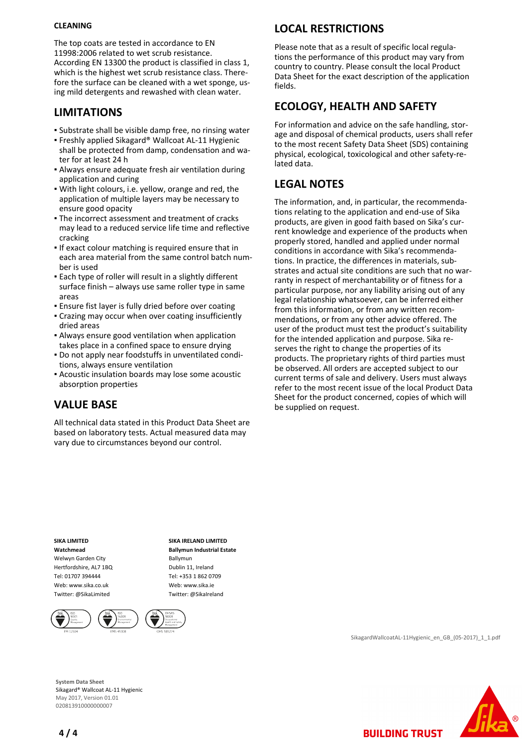#### CLEANING

The top coats are tested in accordance to EN 11998:2006 related to wet scrub resistance. According EN 13300 the product is classified in class 1, which is the highest wet scrub resistance class. Therefore the surface can be cleaned with a wet sponge, using mild detergents and rewashed with clean water.

## LIMITATIONS

- Substrate shall be visible damp free, no rinsing water
- Freshly applied Sikagard® Wallcoat AL-11 Hygienic shall be protected from damp, condensation and water for at least 24 h
- Always ensure adequate fresh air ventilation during application and curing
- With light colours, i.e. yellow, orange and red, the application of multiple layers may be necessary to ensure good opacity
- The incorrect assessment and treatment of cracks may lead to a reduced service life time and reflective cracking
- If exact colour matching is required ensure that in each area material from the same control batch number is used
- Each type of roller will result in a slightly different surface finish – always use same roller type in same areas
- Ensure fist layer is fully dried before over coating
- Crazing may occur when over coating insufficiently dried areas
- Always ensure good ventilation when application takes place in a confined space to ensure drying
- Do not apply near foodstuffs in unventilated conditions, always ensure ventilation
- Acoustic insulation boards may lose some acoustic absorption properties

## VALUE BASE

All technical data stated in this Product Data Sheet are based on laboratory tests. Actual measured data may vary due to circumstances beyond our control.

## LOCAL RESTRICTIONS

Please note that as a result of specific local regulations the performance of this product may vary from country to country. Please consult the local Product Data Sheet for the exact description of the application fields.

## ECOLOGY, HEALTH AND SAFETY

For information and advice on the safe handling, storage and disposal of chemical products, users shall refer to the most recent Safety Data Sheet (SDS) containing physical, ecological, toxicological and other safety-related data.

## LEGAL NOTES

The information, and, in particular, the recommendations relating to the application and end-use of Sika products, are given in good faith based on Sika's current knowledge and experience of the products when properly stored, handled and applied under normal conditions in accordance with Sika's recommendations. In practice, the differences in materials, substrates and actual site conditions are such that no warranty in respect of merchantability or of fitness for a particular purpose, nor any liability arising out of any legal relationship whatsoever, can be inferred either from this information, or from any written recommendations, or from any other advice offered. The user of the product must test the product's suitability for the intended application and purpose. Sika reserves the right to change the properties of its products. The proprietary rights of third parties must be observed. All orders are accepted subject to our current terms of sale and delivery. Users must always refer to the most recent issue of the local Product Data Sheet for the product concerned, copies of which will be supplied on request.

**SIKA LIMITED**
**Watchmead**
Welwyn Garden City
Hertfordshire, AL7 1BQ
Tel: 01707 394444
Web: www.sika.co.uk
Twitter: @SikaLimited

**SIKA IRELAND LIMITED**
**Ballymun Industrial Estate**
Ballymun
Dublin 11, Ireland
Tel: +353 1 862 0709
Web: www.sika.ie
Twitter: @SikaIreland

FM 12504 EMS 45308 OHS 585274

SikagardWallcoatAL-11Hygienic_en_GB_(05-2017)_1_1.pdf

**System Data Sheet**
Sikagard® Wallcoat AL-11 Hygienic
May 2017, Version 01.01
020813910000000007

**BUILDING TRUST**